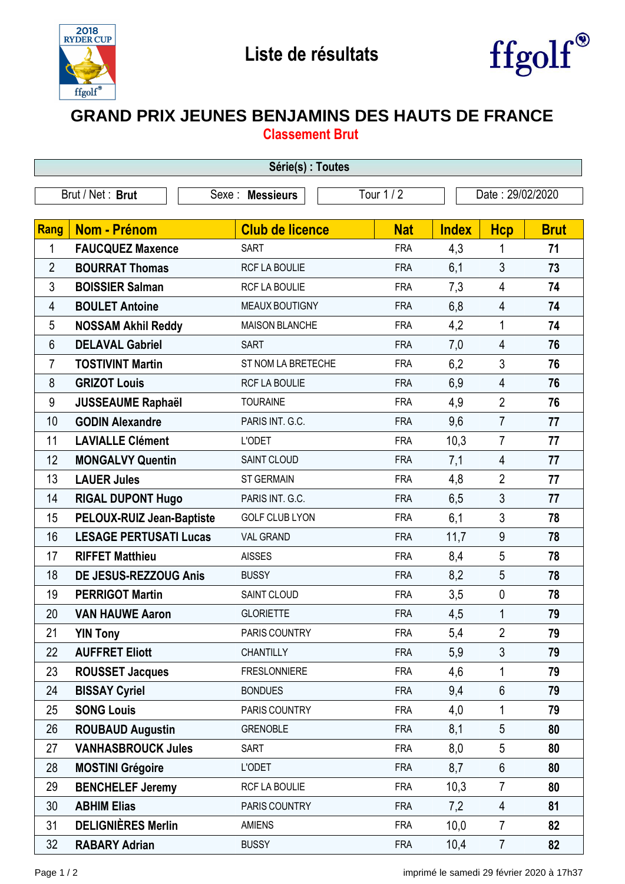# Liste de résultats

## GRAND PRIX JEUNES BENJAMINS DES HAUTS DE FRANCE

### Classement Brut

**Série(s) : Toutes**

| Brut / Net : **Brut** | Sexe : **Messieurs** | Tour 1 / 2 | Date : 29/02/2020 |
|---|---|---|---|

| Rang | Nom - Prénom | Club de licence | Nat | Index | Hcp | Brut |
|---|---|---|---|---|---|---|
| 1 | **FAUCQUEZ Maxence** | SART | FRA | 4,3 | 1 | **71** |
| 2 | **BOURRAT Thomas** | RCF LA BOULIE | FRA | 6,1 | 3 | **73** |
| 3 | **BOISSIER Salman** | RCF LA BOULIE | FRA | 7,3 | 4 | **74** |
| 4 | **BOULET Antoine** | MEAUX BOUTIGNY | FRA | 6,8 | 4 | **74** |
| 5 | **NOSSAM Akhil Reddy** | MAISON BLANCHE | FRA | 4,2 | 1 | **74** |
| 6 | **DELAVAL Gabriel** | SART | FRA | 7,0 | 4 | **76** |
| 7 | **TOSTIVINT Martin** | ST NOM LA BRETECHE | FRA | 6,2 | 3 | **76** |
| 8 | **GRIZOT Louis** | RCF LA BOULIE | FRA | 6,9 | 4 | **76** |
| 9 | **JUSSEAUME Raphaël** | TOURAINE | FRA | 4,9 | 2 | **76** |
| 10 | **GODIN Alexandre** | PARIS INT. G.C. | FRA | 9,6 | 7 | **77** |
| 11 | **LAVIALLE Clément** | L'ODET | FRA | 10,3 | 7 | **77** |
| 12 | **MONGALVY Quentin** | SAINT CLOUD | FRA | 7,1 | 4 | **77** |
| 13 | **LAUER Jules** | ST GERMAIN | FRA | 4,8 | 2 | **77** |
| 14 | **RIGAL DUPONT Hugo** | PARIS INT. G.C. | FRA | 6,5 | 3 | **77** |
| 15 | **PELOUX-RUIZ Jean-Baptiste** | GOLF CLUB LYON | FRA | 6,1 | 3 | **78** |
| 16 | **LESAGE PERTUSATI Lucas** | VAL GRAND | FRA | 11,7 | 9 | **78** |
| 17 | **RIFFET Matthieu** | AISSES | FRA | 8,4 | 5 | **78** |
| 18 | **DE JESUS-REZZOUG Anis** | BUSSY | FRA | 8,2 | 5 | **78** |
| 19 | **PERRIGOT Martin** | SAINT CLOUD | FRA | 3,5 | 0 | **78** |
| 20 | **VAN HAUWE Aaron** | GLORIETTE | FRA | 4,5 | 1 | **79** |
| 21 | **YIN Tony** | PARIS COUNTRY | FRA | 5,4 | 2 | **79** |
| 22 | **AUFFRET Eliott** | CHANTILLY | FRA | 5,9 | 3 | **79** |
| 23 | **ROUSSET Jacques** | FRESLONNIERE | FRA | 4,6 | 1 | **79** |
| 24 | **BISSAY Cyriel** | BONDUES | FRA | 9,4 | 6 | **79** |
| 25 | **SONG Louis** | PARIS COUNTRY | FRA | 4,0 | 1 | **79** |
| 26 | **ROUBAUD Augustin** | GRENOBLE | FRA | 8,1 | 5 | **80** |
| 27 | **VANHASBROUCK Jules** | SART | FRA | 8,0 | 5 | **80** |
| 28 | **MOSTINI Grégoire** | L'ODET | FRA | 8,7 | 6 | **80** |
| 29 | **BENCHELEF Jeremy** | RCF LA BOULIE | FRA | 10,3 | 7 | **80** |
| 30 | **ABHIM Elias** | PARIS COUNTRY | FRA | 7,2 | 4 | **81** |
| 31 | **DELIGNIÈRES Merlin** | AMIENS | FRA | 10,0 | 7 | **82** |
| 32 | **RABARY Adrian** | BUSSY | FRA | 10,4 | 7 | **82** |

imprimé le samedi 29 février 2020 à 17h37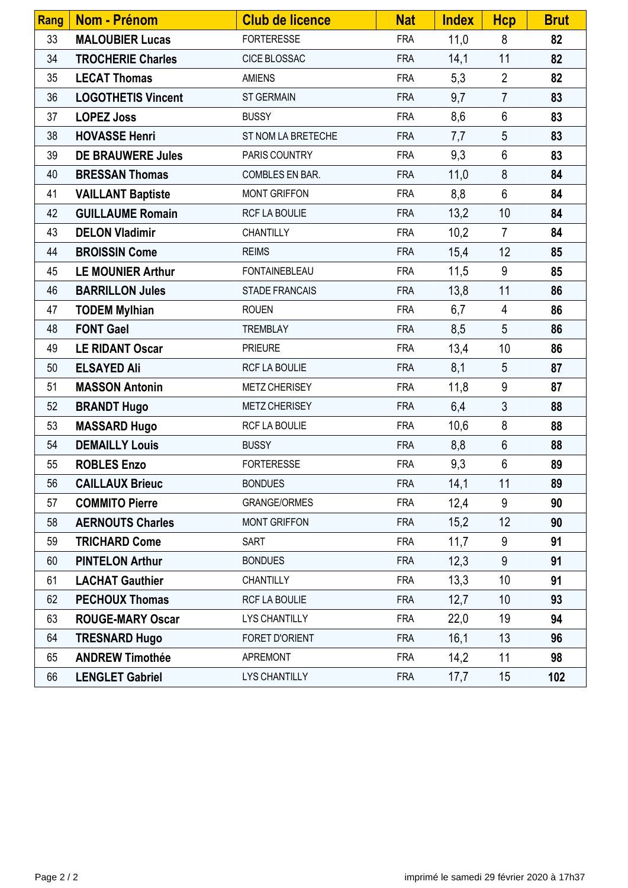| Rang | Nom - Prénom | Club de licence | Nat | Index | Hcp | Brut |
|---|---|---|---|---|---|---|
| 33 | **MALOUBIER Lucas** | FORTERESSE | FRA | 11,0 | 8 | **82** |
| 34 | **TROCHERIE Charles** | CICE BLOSSAC | FRA | 14,1 | 11 | **82** |
| 35 | **LECAT Thomas** | AMIENS | FRA | 5,3 | 2 | **82** |
| 36 | **LOGOTHETIS Vincent** | ST GERMAIN | FRA | 9,7 | 7 | **83** |
| 37 | **LOPEZ Joss** | BUSSY | FRA | 8,6 | 6 | **83** |
| 38 | **HOVASSE Henri** | ST NOM LA BRETECHE | FRA | 7,7 | 5 | **83** |
| 39 | **DE BRAUWERE Jules** | PARIS COUNTRY | FRA | 9,3 | 6 | **83** |
| 40 | **BRESSAN Thomas** | COMBLES EN BAR. | FRA | 11,0 | 8 | **84** |
| 41 | **VAILLANT Baptiste** | MONT GRIFFON | FRA | 8,8 | 6 | **84** |
| 42 | **GUILLAUME Romain** | RCF LA BOULIE | FRA | 13,2 | 10 | **84** |
| 43 | **DELON Vladimir** | CHANTILLY | FRA | 10,2 | 7 | **84** |
| 44 | **BROISSIN Come** | REIMS | FRA | 15,4 | 12 | **85** |
| 45 | **LE MOUNIER Arthur** | FONTAINEBLEAU | FRA | 11,5 | 9 | **85** |
| 46 | **BARRILLON Jules** | STADE FRANCAIS | FRA | 13,8 | 11 | **86** |
| 47 | **TODEM Mylhian** | ROUEN | FRA | 6,7 | 4 | **86** |
| 48 | **FONT Gael** | TREMBLAY | FRA | 8,5 | 5 | **86** |
| 49 | **LE RIDANT Oscar** | PRIEURE | FRA | 13,4 | 10 | **86** |
| 50 | **ELSAYED Ali** | RCF LA BOULIE | FRA | 8,1 | 5 | **87** |
| 51 | **MASSON Antonin** | METZ CHERISEY | FRA | 11,8 | 9 | **87** |
| 52 | **BRANDT Hugo** | METZ CHERISEY | FRA | 6,4 | 3 | **88** |
| 53 | **MASSARD Hugo** | RCF LA BOULIE | FRA | 10,6 | 8 | **88** |
| 54 | **DEMAILLY Louis** | BUSSY | FRA | 8,8 | 6 | **88** |
| 55 | **ROBLES Enzo** | FORTERESSE | FRA | 9,3 | 6 | **89** |
| 56 | **CAILLAUX Brieuc** | BONDUES | FRA | 14,1 | 11 | **89** |
| 57 | **COMMITO Pierre** | GRANGE/ORMES | FRA | 12,4 | 9 | **90** |
| 58 | **AERNOUTS Charles** | MONT GRIFFON | FRA | 15,2 | 12 | **90** |
| 59 | **TRICHARD Come** | SART | FRA | 11,7 | 9 | **91** |
| 60 | **PINTELON Arthur** | BONDUES | FRA | 12,3 | 9 | **91** |
| 61 | **LACHAT Gauthier** | CHANTILLY | FRA | 13,3 | 10 | **91** |
| 62 | **PECHOUX Thomas** | RCF LA BOULIE | FRA | 12,7 | 10 | **93** |
| 63 | **ROUGE-MARY Oscar** | LYS CHANTILLY | FRA | 22,0 | 19 | **94** |
| 64 | **TRESNARD Hugo** | FORET D'ORIENT | FRA | 16,1 | 13 | **96** |
| 65 | **ANDREW Timothée** | APREMONT | FRA | 14,2 | 11 | **98** |
| 66 | **LENGLET Gabriel** | LYS CHANTILLY | FRA | 17,7 | 15 | **102** |

imprimé le samedi 29 février 2020 à 17h37